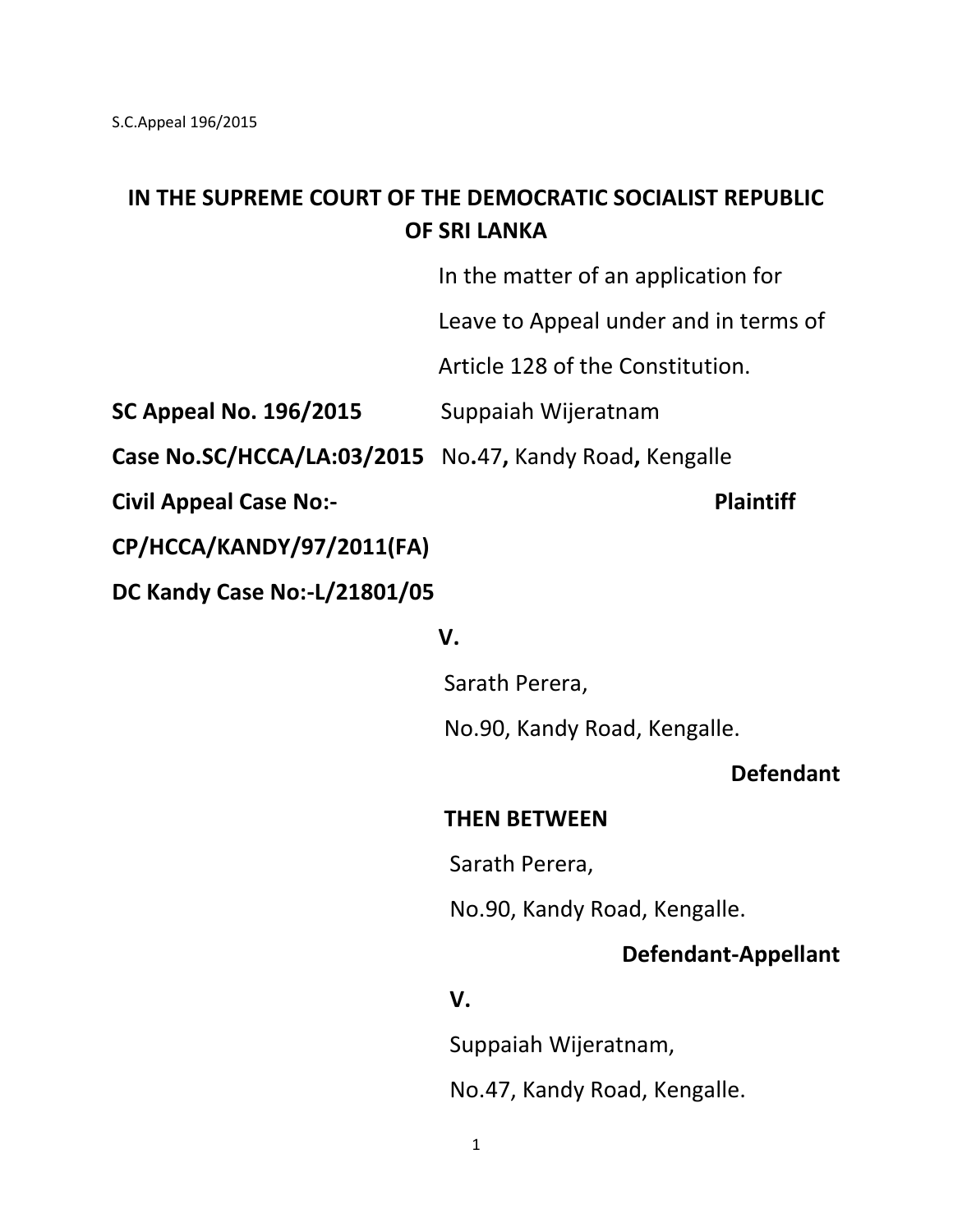# IN THE SUPREME COURT OF THE DEMOCRATIC SOCIALIST REPUBLIC OF SRI LANKA

In the matter of an application for Leave to Appeal under and in terms of Article 128 of the Constitution.

**SC Appeal No. 196/2015**

**Case No.SC/HCCA/LA:03/2015**

**Civil Appeal Case No:- CP/HCCA/KANDY/97/2011(FA)**

**DC Kandy Case No:-L/21801/05**

Suppaiah Wijeratnam

No.47, Kandy Road, Kengalle

**Plaintiff**

**V.**

Sarath Perera,

No.90, Kandy Road, Kengalle.

**Defendant**

**THEN BETWEEN**

Sarath Perera,

No.90, Kandy Road, Kengalle.

**Defendant-Appellant**

**V.**

Suppaiah Wijeratnam,

No.47, Kandy Road, Kengalle.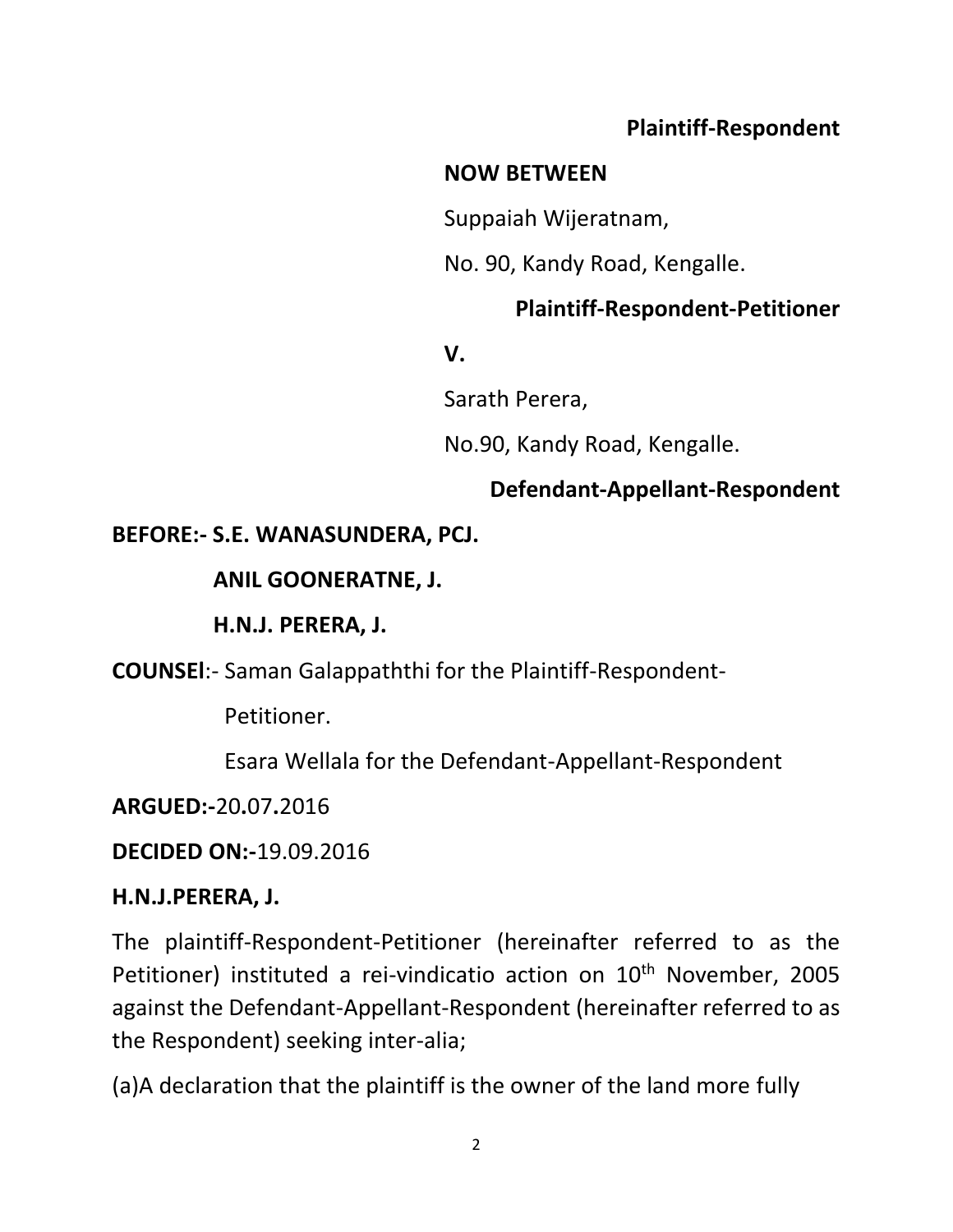**Plaintiff-Respondent**

**NOW BETWEEN**

Suppaiah Wijeratnam,

No. 90, Kandy Road, Kengalle.

**Plaintiff-Respondent-Petitioner**

**V.**

Sarath Perera,

No.90, Kandy Road, Kengalle.

**Defendant-Appellant-Respondent**

**BEFORE:- S.E. WANASUNDERA, PCJ.**

**ANIL GOONERATNE, J.**

**H.N.J. PERERA, J.**

**COUNSEl**:- Saman Galappaththi for the Plaintiff-Respondent-Petitioner.

Esara Wellala for the Defendant-Appellant-Respondent

**ARGUED:-**20.07.2016

**DECIDED ON:-**19.09.2016

**H.N.J.PERERA, J.**

The plaintiff-Respondent-Petitioner (hereinafter referred to as the Petitioner) instituted a rei-vindicatio action on 10th November, 2005 against the Defendant-Appellant-Respondent (hereinafter referred to as the Respondent) seeking inter-alia;

(a)A declaration that the plaintiff is the owner of the land more fully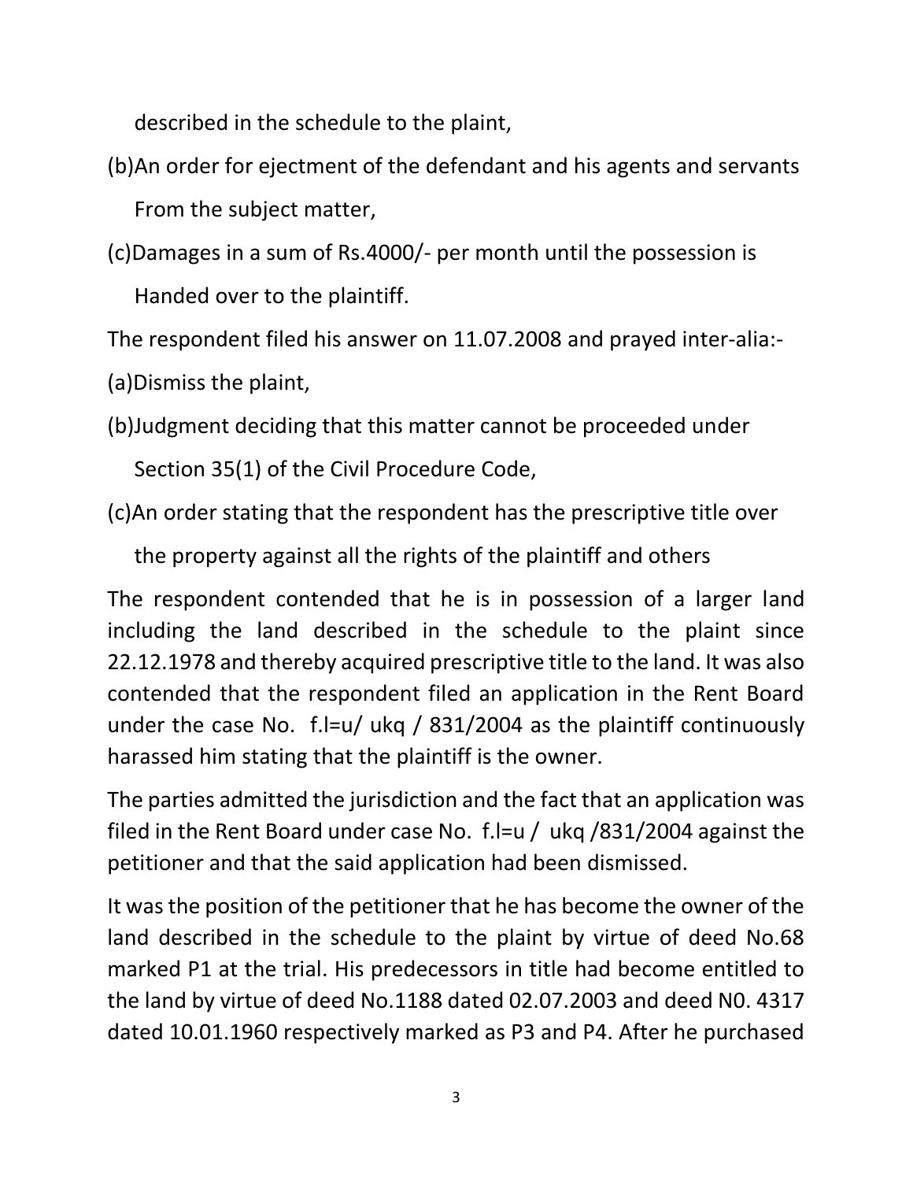described in the schedule to the plaint,

(b)An order for ejectment of the defendant and his agents and servants From the subject matter,

(c)Damages in a sum of Rs.4000/- per month until the possession is Handed over to the plaintiff.

The respondent filed his answer on 11.07.2008 and prayed inter-alia:-

(a)Dismiss the plaint,

(b)Judgment deciding that this matter cannot be proceeded under Section 35(1) of the Civil Procedure Code,

(c)An order stating that the respondent has the prescriptive title over the property against all the rights of the plaintiff and others

The respondent contended that he is in possession of a larger land including the land described in the schedule to the plaint since 22.12.1978 and thereby acquired prescriptive title to the land. It was also contended that the respondent filed an application in the Rent Board under the case No. f.l=u/ ukq / 831/2004 as the plaintiff continuously harassed him stating that the plaintiff is the owner.

The parties admitted the jurisdiction and the fact that an application was filed in the Rent Board under case No. f.l=u / ukq /831/2004 against the petitioner and that the said application had been dismissed.

It was the position of the petitioner that he has become the owner of the land described in the schedule to the plaint by virtue of deed No.68 marked P1 at the trial. His predecessors in title had become entitled to the land by virtue of deed No.1188 dated 02.07.2003 and deed N0. 4317 dated 10.01.1960 respectively marked as P3 and P4. After he purchased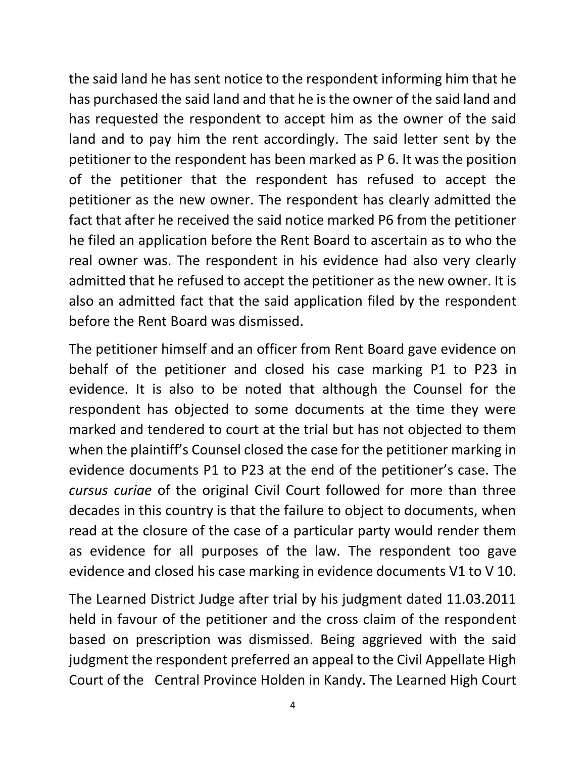the said land he has sent notice to the respondent informing him that he has purchased the said land and that he is the owner of the said land and has requested the respondent to accept him as the owner of the said land and to pay him the rent accordingly. The said letter sent by the petitioner to the respondent has been marked as P 6. It was the position of the petitioner that the respondent has refused to accept the petitioner as the new owner. The respondent has clearly admitted the fact that after he received the said notice marked P6 from the petitioner he filed an application before the Rent Board to ascertain as to who the real owner was. The respondent in his evidence had also very clearly admitted that he refused to accept the petitioner as the new owner. It is also an admitted fact that the said application filed by the respondent before the Rent Board was dismissed.

The petitioner himself and an officer from Rent Board gave evidence on behalf of the petitioner and closed his case marking P1 to P23 in evidence. It is also to be noted that although the Counsel for the respondent has objected to some documents at the time they were marked and tendered to court at the trial but has not objected to them when the plaintiff's Counsel closed the case for the petitioner marking in evidence documents P1 to P23 at the end of the petitioner's case. The *cursus curiae* of the original Civil Court followed for more than three decades in this country is that the failure to object to documents, when read at the closure of the case of a particular party would render them as evidence for all purposes of the law. The respondent too gave evidence and closed his case marking in evidence documents V1 to V 10.

The Learned District Judge after trial by his judgment dated 11.03.2011 held in favour of the petitioner and the cross claim of the respondent based on prescription was dismissed. Being aggrieved with the said judgment the respondent preferred an appeal to the Civil Appellate High Court of the Central Province Holden in Kandy. The Learned High Court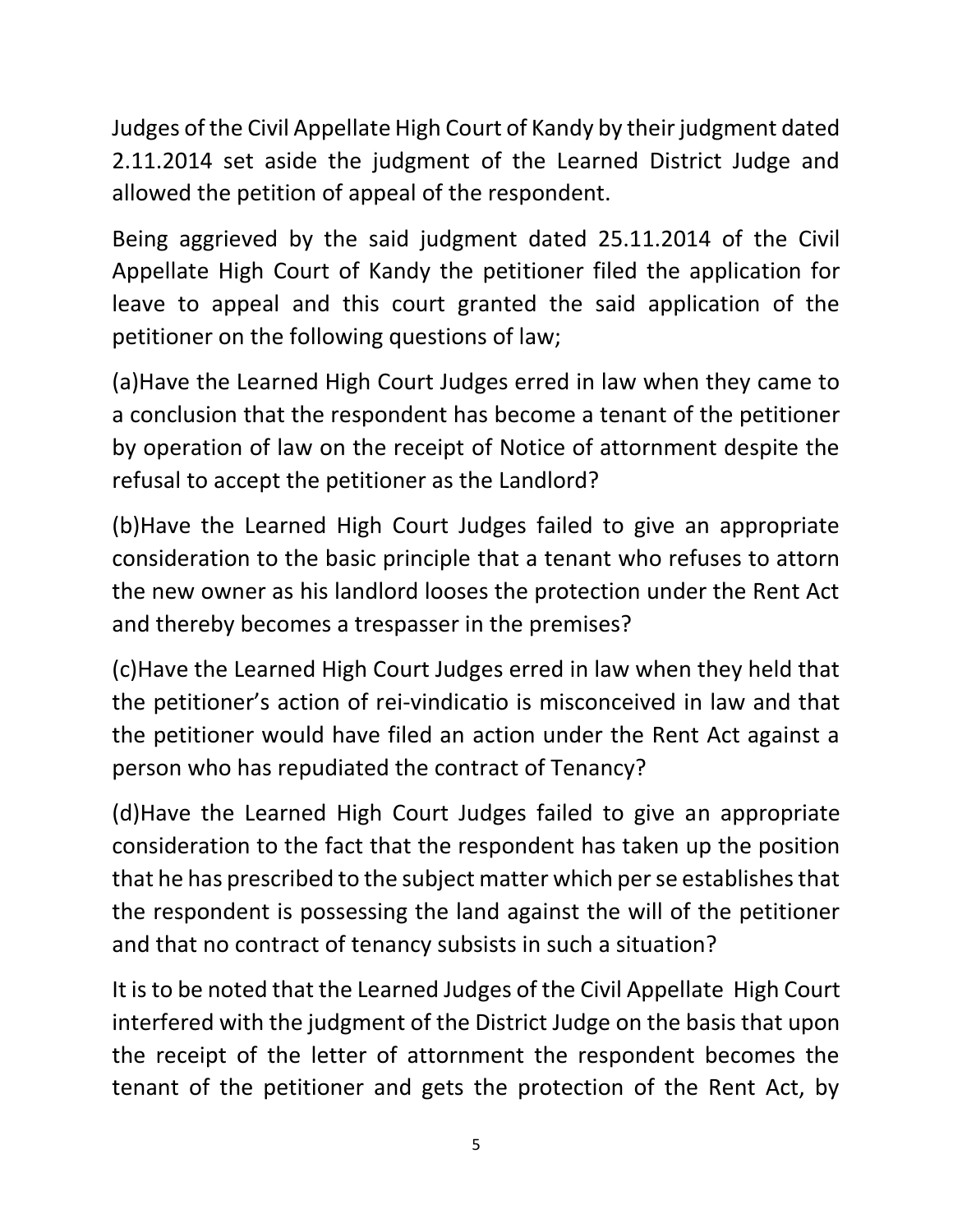Judges of the Civil Appellate High Court of Kandy by their judgment dated 2.11.2014 set aside the judgment of the Learned District Judge and allowed the petition of appeal of the respondent.

Being aggrieved by the said judgment dated 25.11.2014 of the Civil Appellate High Court of Kandy the petitioner filed the application for leave to appeal and this court granted the said application of the petitioner on the following questions of law;

(a)Have the Learned High Court Judges erred in law when they came to a conclusion that the respondent has become a tenant of the petitioner by operation of law on the receipt of Notice of attornment despite the refusal to accept the petitioner as the Landlord?

(b)Have the Learned High Court Judges failed to give an appropriate consideration to the basic principle that a tenant who refuses to attorn the new owner as his landlord looses the protection under the Rent Act and thereby becomes a trespasser in the premises?

(c)Have the Learned High Court Judges erred in law when they held that the petitioner's action of rei-vindicatio is misconceived in law and that the petitioner would have filed an action under the Rent Act against a person who has repudiated the contract of Tenancy?

(d)Have the Learned High Court Judges failed to give an appropriate consideration to the fact that the respondent has taken up the position that he has prescribed to the subject matter which per se establishes that the respondent is possessing the land against the will of the petitioner and that no contract of tenancy subsists in such a situation?

It is to be noted that the Learned Judges of the Civil Appellate High Court interfered with the judgment of the District Judge on the basis that upon the receipt of the letter of attornment the respondent becomes the tenant of the petitioner and gets the protection of the Rent Act, by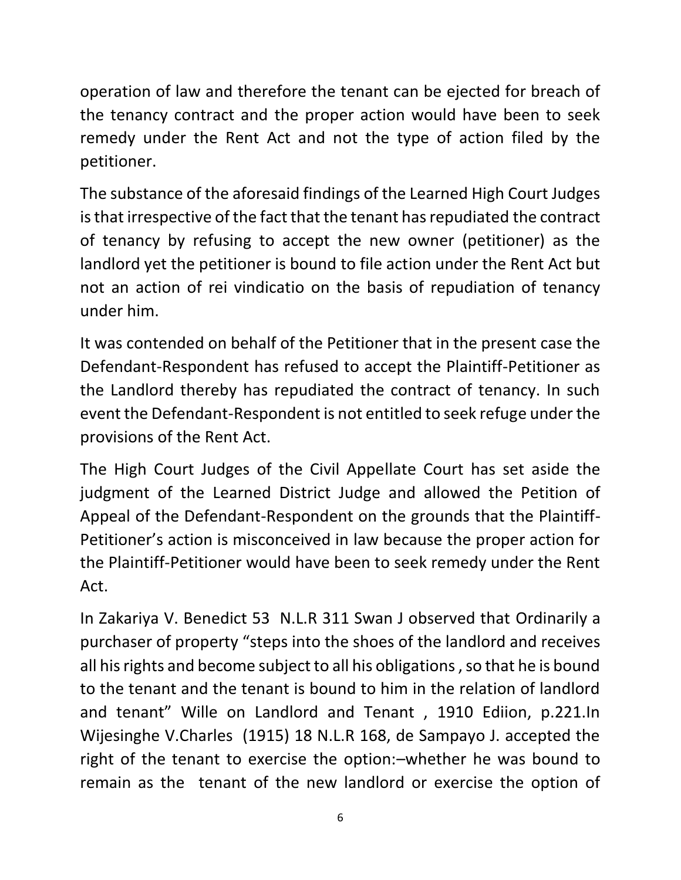operation of law and therefore the tenant can be ejected for breach of the tenancy contract and the proper action would have been to seek remedy under the Rent Act and not the type of action filed by the petitioner.

The substance of the aforesaid findings of the Learned High Court Judges is that irrespective of the fact that the tenant has repudiated the contract of tenancy by refusing to accept the new owner (petitioner) as the landlord yet the petitioner is bound to file action under the Rent Act but not an action of rei vindicatio on the basis of repudiation of tenancy under him.

It was contended on behalf of the Petitioner that in the present case the Defendant-Respondent has refused to accept the Plaintiff-Petitioner as the Landlord thereby has repudiated the contract of tenancy. In such event the Defendant-Respondent is not entitled to seek refuge under the provisions of the Rent Act.

The High Court Judges of the Civil Appellate Court has set aside the judgment of the Learned District Judge and allowed the Petition of Appeal of the Defendant-Respondent on the grounds that the Plaintiff-Petitioner's action is misconceived in law because the proper action for the Plaintiff-Petitioner would have been to seek remedy under the Rent Act.

In Zakariya V. Benedict 53 N.L.R 311 Swan J observed that Ordinarily a purchaser of property "steps into the shoes of the landlord and receives all his rights and become subject to all his obligations , so that he is bound to the tenant and the tenant is bound to him in the relation of landlord and tenant" Wille on Landlord and Tenant , 1910 Ediion, p.221.In Wijesinghe V.Charles (1915) 18 N.L.R 168, de Sampayo J. accepted the right of the tenant to exercise the option:–whether he was bound to remain as the tenant of the new landlord or exercise the option of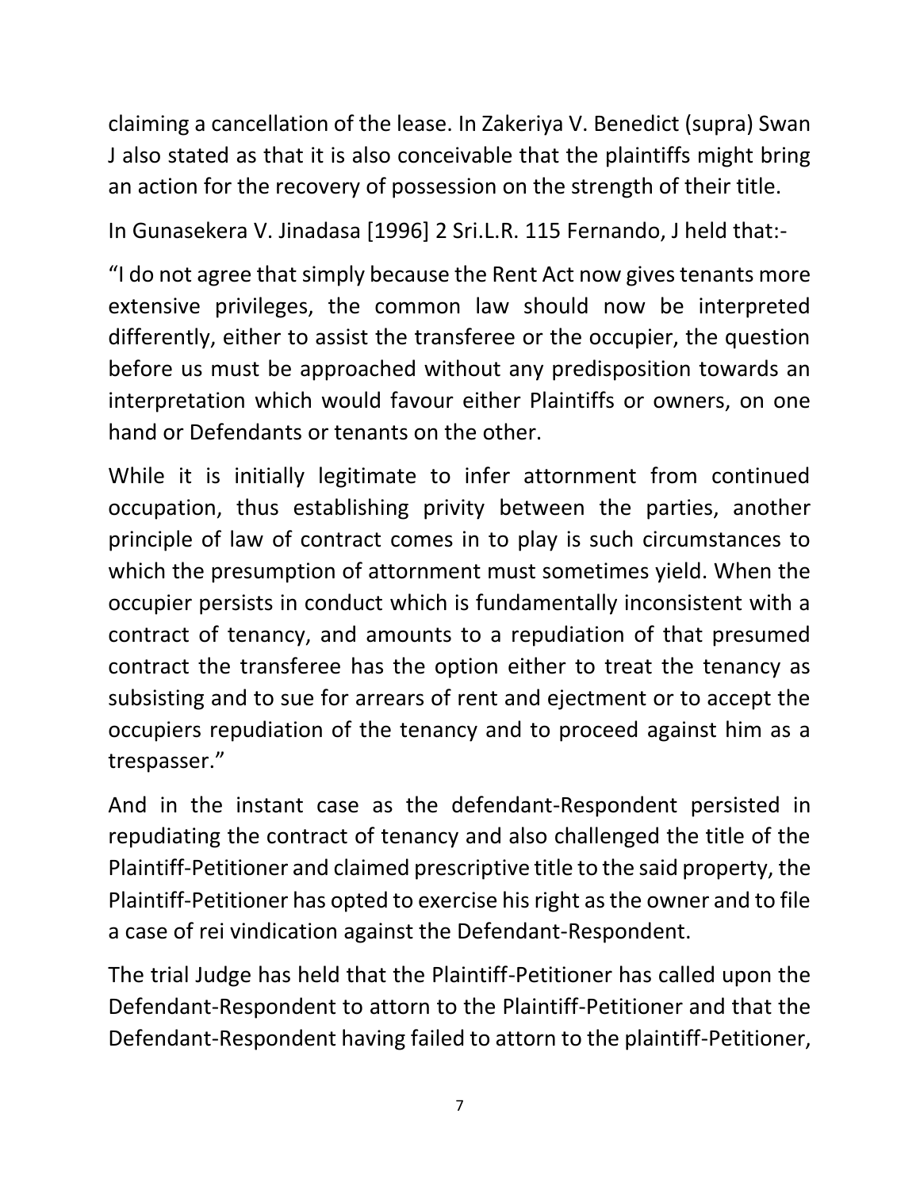claiming a cancellation of the lease. In Zakeriya V. Benedict (supra) Swan J also stated as that it is also conceivable that the plaintiffs might bring an action for the recovery of possession on the strength of their title.

In Gunasekera V. Jinadasa [1996] 2 Sri.L.R. 115 Fernando, J held that:-

"I do not agree that simply because the Rent Act now gives tenants more extensive privileges, the common law should now be interpreted differently, either to assist the transferee or the occupier, the question before us must be approached without any predisposition towards an interpretation which would favour either Plaintiffs or owners, on one hand or Defendants or tenants on the other.

While it is initially legitimate to infer attornment from continued occupation, thus establishing privity between the parties, another principle of law of contract comes in to play is such circumstances to which the presumption of attornment must sometimes yield. When the occupier persists in conduct which is fundamentally inconsistent with a contract of tenancy, and amounts to a repudiation of that presumed contract the transferee has the option either to treat the tenancy as subsisting and to sue for arrears of rent and ejectment or to accept the occupiers repudiation of the tenancy and to proceed against him as a trespasser."

And in the instant case as the defendant-Respondent persisted in repudiating the contract of tenancy and also challenged the title of the Plaintiff-Petitioner and claimed prescriptive title to the said property, the Plaintiff-Petitioner has opted to exercise his right as the owner and to file a case of rei vindication against the Defendant-Respondent.

The trial Judge has held that the Plaintiff-Petitioner has called upon the Defendant-Respondent to attorn to the Plaintiff-Petitioner and that the Defendant-Respondent having failed to attorn to the plaintiff-Petitioner,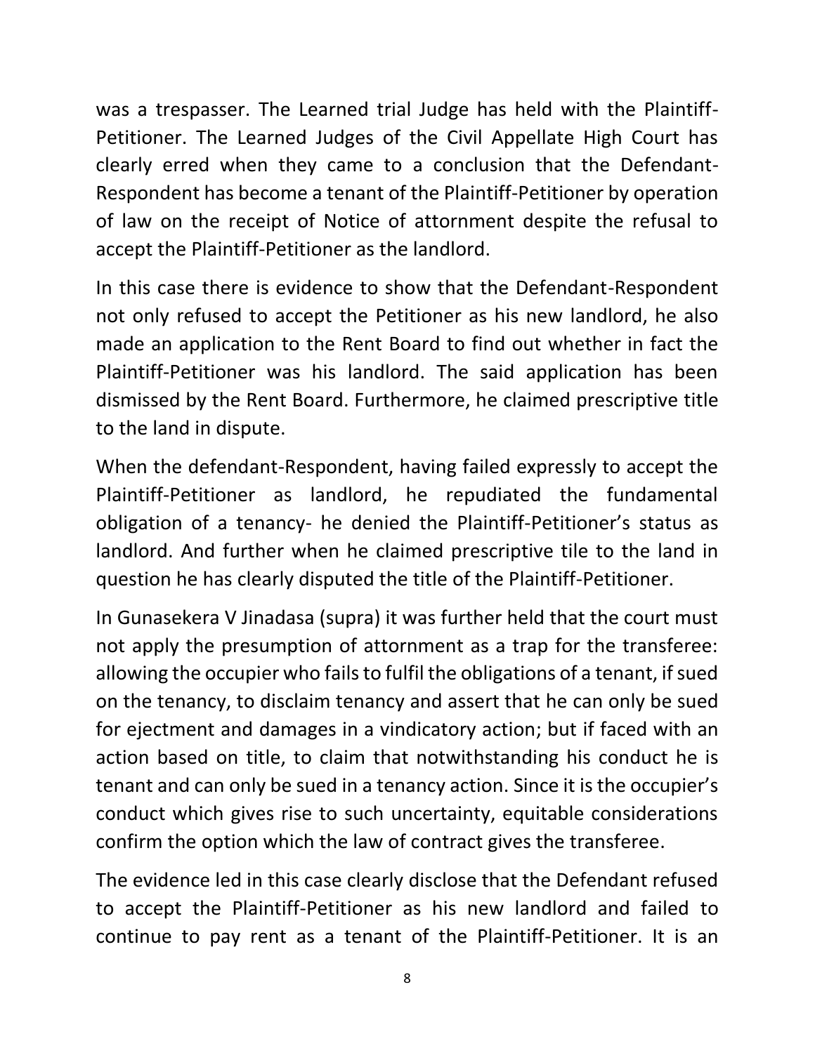was a trespasser. The Learned trial Judge has held with the Plaintiff-Petitioner. The Learned Judges of the Civil Appellate High Court has clearly erred when they came to a conclusion that the Defendant-Respondent has become a tenant of the Plaintiff-Petitioner by operation of law on the receipt of Notice of attornment despite the refusal to accept the Plaintiff-Petitioner as the landlord.

In this case there is evidence to show that the Defendant-Respondent not only refused to accept the Petitioner as his new landlord, he also made an application to the Rent Board to find out whether in fact the Plaintiff-Petitioner was his landlord. The said application has been dismissed by the Rent Board. Furthermore, he claimed prescriptive title to the land in dispute.

When the defendant-Respondent, having failed expressly to accept the Plaintiff-Petitioner as landlord, he repudiated the fundamental obligation of a tenancy- he denied the Plaintiff-Petitioner's status as landlord. And further when he claimed prescriptive tile to the land in question he has clearly disputed the title of the Plaintiff-Petitioner.

In Gunasekera V Jinadasa (supra) it was further held that the court must not apply the presumption of attornment as a trap for the transferee: allowing the occupier who fails to fulfil the obligations of a tenant, if sued on the tenancy, to disclaim tenancy and assert that he can only be sued for ejectment and damages in a vindicatory action; but if faced with an action based on title, to claim that notwithstanding his conduct he is tenant and can only be sued in a tenancy action. Since it is the occupier's conduct which gives rise to such uncertainty, equitable considerations confirm the option which the law of contract gives the transferee.

The evidence led in this case clearly disclose that the Defendant refused to accept the Plaintiff-Petitioner as his new landlord and failed to continue to pay rent as a tenant of the Plaintiff-Petitioner. It is an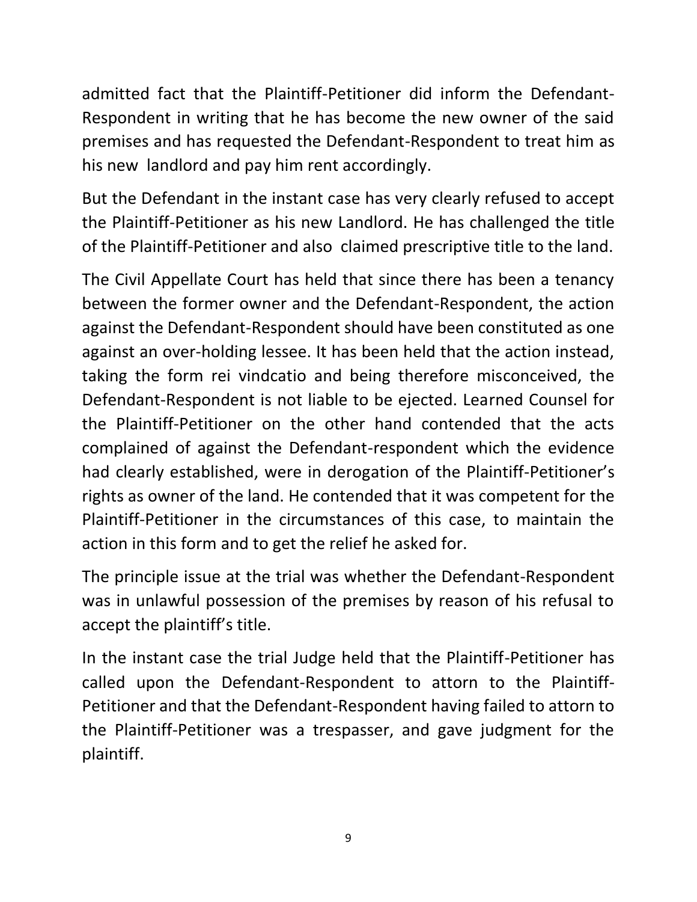admitted fact that the Plaintiff-Petitioner did inform the Defendant-Respondent in writing that he has become the new owner of the said premises and has requested the Defendant-Respondent to treat him as his new landlord and pay him rent accordingly.

But the Defendant in the instant case has very clearly refused to accept the Plaintiff-Petitioner as his new Landlord. He has challenged the title of the Plaintiff-Petitioner and also claimed prescriptive title to the land.

The Civil Appellate Court has held that since there has been a tenancy between the former owner and the Defendant-Respondent, the action against the Defendant-Respondent should have been constituted as one against an over-holding lessee. It has been held that the action instead, taking the form rei vindcatio and being therefore misconceived, the Defendant-Respondent is not liable to be ejected. Learned Counsel for the Plaintiff-Petitioner on the other hand contended that the acts complained of against the Defendant-respondent which the evidence had clearly established, were in derogation of the Plaintiff-Petitioner's rights as owner of the land. He contended that it was competent for the Plaintiff-Petitioner in the circumstances of this case, to maintain the action in this form and to get the relief he asked for.

The principle issue at the trial was whether the Defendant-Respondent was in unlawful possession of the premises by reason of his refusal to accept the plaintiff's title.

In the instant case the trial Judge held that the Plaintiff-Petitioner has called upon the Defendant-Respondent to attorn to the Plaintiff-Petitioner and that the Defendant-Respondent having failed to attorn to the Plaintiff-Petitioner was a trespasser, and gave judgment for the plaintiff.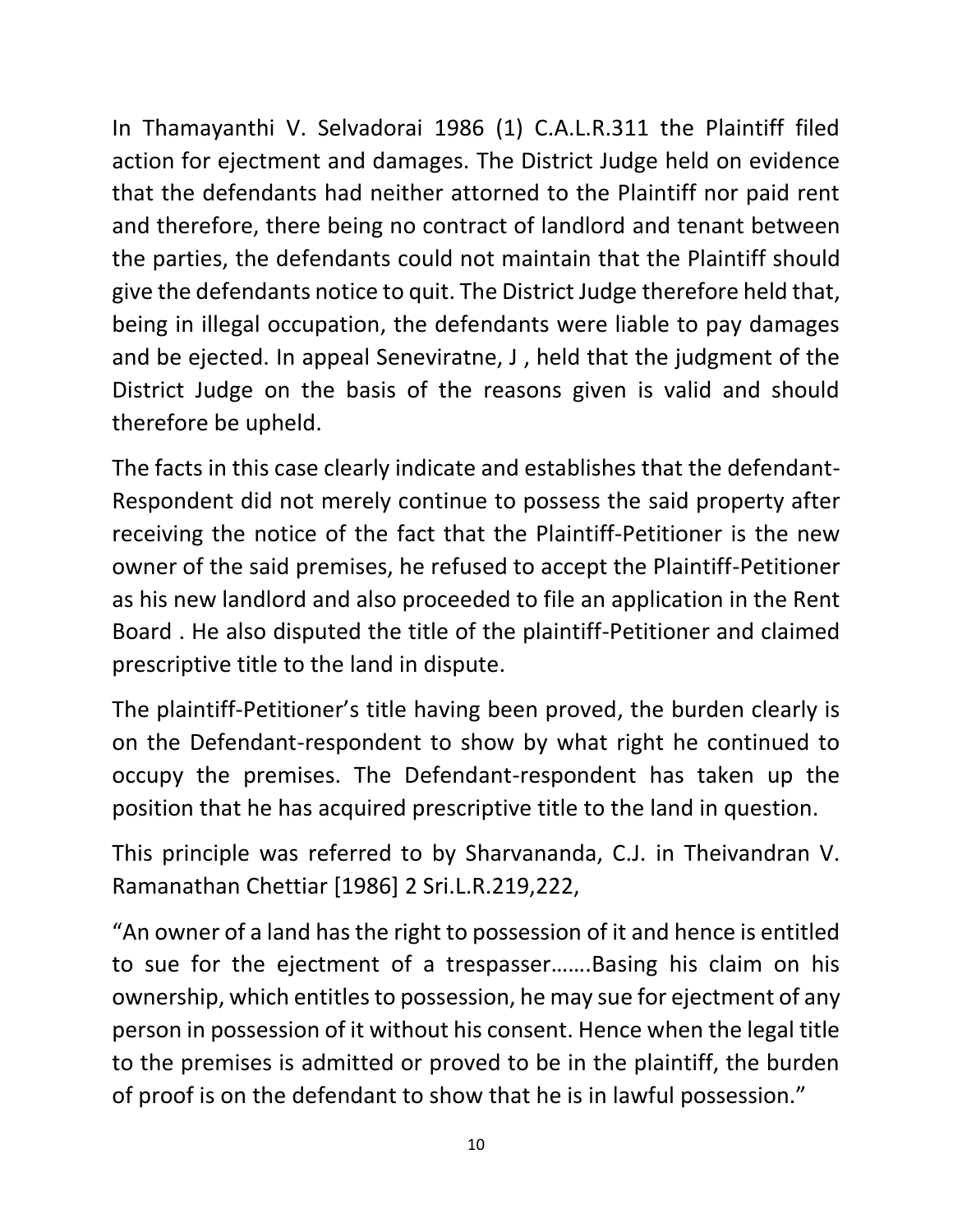In Thamayanthi V. Selvadorai 1986 (1) C.A.L.R.311 the Plaintiff filed action for ejectment and damages. The District Judge held on evidence that the defendants had neither attorned to the Plaintiff nor paid rent and therefore, there being no contract of landlord and tenant between the parties, the defendants could not maintain that the Plaintiff should give the defendants notice to quit. The District Judge therefore held that, being in illegal occupation, the defendants were liable to pay damages and be ejected. In appeal Seneviratne, J , held that the judgment of the District Judge on the basis of the reasons given is valid and should therefore be upheld.

The facts in this case clearly indicate and establishes that the defendant-Respondent did not merely continue to possess the said property after receiving the notice of the fact that the Plaintiff-Petitioner is the new owner of the said premises, he refused to accept the Plaintiff-Petitioner as his new landlord and also proceeded to file an application in the Rent Board . He also disputed the title of the plaintiff-Petitioner and claimed prescriptive title to the land in dispute.

The plaintiff-Petitioner's title having been proved, the burden clearly is on the Defendant-respondent to show by what right he continued to occupy the premises. The Defendant-respondent has taken up the position that he has acquired prescriptive title to the land in question.

This principle was referred to by Sharvananda, C.J. in Theivandran V. Ramanathan Chettiar [1986] 2 Sri.L.R.219,222,

"An owner of a land has the right to possession of it and hence is entitled to sue for the ejectment of a trespasser…….Basing his claim on his ownership, which entitles to possession, he may sue for ejectment of any person in possession of it without his consent. Hence when the legal title to the premises is admitted or proved to be in the plaintiff, the burden of proof is on the defendant to show that he is in lawful possession."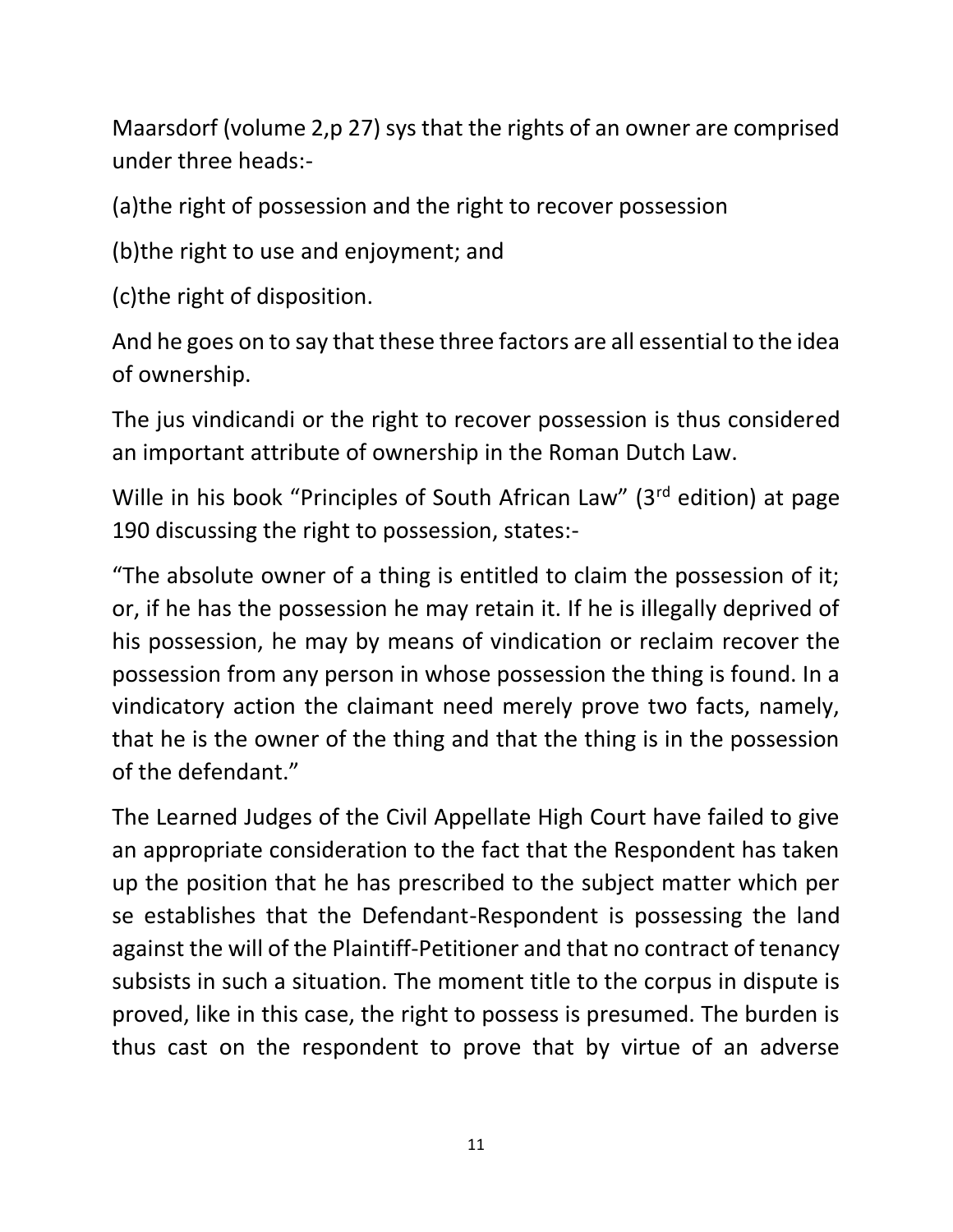Maarsdorf (volume 2,p 27) sys that the rights of an owner are comprised under three heads:-

(a)the right of possession and the right to recover possession

(b)the right to use and enjoyment; and

(c)the right of disposition.

And he goes on to say that these three factors are all essential to the idea of ownership.

The jus vindicandi or the right to recover possession is thus considered an important attribute of ownership in the Roman Dutch Law.

Wille in his book "Principles of South African Law" (3rd edition) at page 190 discussing the right to possession, states:-

"The absolute owner of a thing is entitled to claim the possession of it; or, if he has the possession he may retain it. If he is illegally deprived of his possession, he may by means of vindication or reclaim recover the possession from any person in whose possession the thing is found. In a vindicatory action the claimant need merely prove two facts, namely, that he is the owner of the thing and that the thing is in the possession of the defendant."

The Learned Judges of the Civil Appellate High Court have failed to give an appropriate consideration to the fact that the Respondent has taken up the position that he has prescribed to the subject matter which per se establishes that the Defendant-Respondent is possessing the land against the will of the Plaintiff-Petitioner and that no contract of tenancy subsists in such a situation. The moment title to the corpus in dispute is proved, like in this case, the right to possess is presumed. The burden is thus cast on the respondent to prove that by virtue of an adverse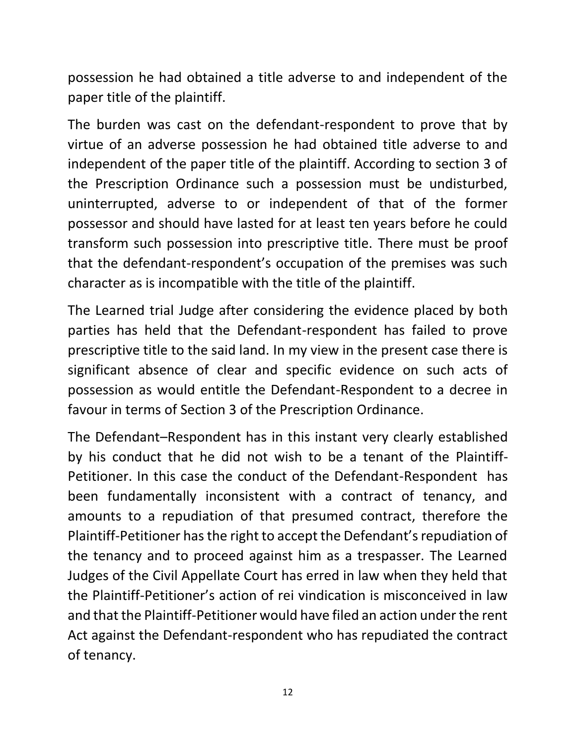possession he had obtained a title adverse to and independent of the paper title of the plaintiff.

The burden was cast on the defendant-respondent to prove that by virtue of an adverse possession he had obtained title adverse to and independent of the paper title of the plaintiff. According to section 3 of the Prescription Ordinance such a possession must be undisturbed, uninterrupted, adverse to or independent of that of the former possessor and should have lasted for at least ten years before he could transform such possession into prescriptive title. There must be proof that the defendant-respondent's occupation of the premises was such character as is incompatible with the title of the plaintiff.

The Learned trial Judge after considering the evidence placed by both parties has held that the Defendant-respondent has failed to prove prescriptive title to the said land. In my view in the present case there is significant absence of clear and specific evidence on such acts of possession as would entitle the Defendant-Respondent to a decree in favour in terms of Section 3 of the Prescription Ordinance.

The Defendant–Respondent has in this instant very clearly established by his conduct that he did not wish to be a tenant of the Plaintiff-Petitioner. In this case the conduct of the Defendant-Respondent has been fundamentally inconsistent with a contract of tenancy, and amounts to a repudiation of that presumed contract, therefore the Plaintiff-Petitioner has the right to accept the Defendant's repudiation of the tenancy and to proceed against him as a trespasser. The Learned Judges of the Civil Appellate Court has erred in law when they held that the Plaintiff-Petitioner's action of rei vindication is misconceived in law and that the Plaintiff-Petitioner would have filed an action under the rent Act against the Defendant-respondent who has repudiated the contract of tenancy.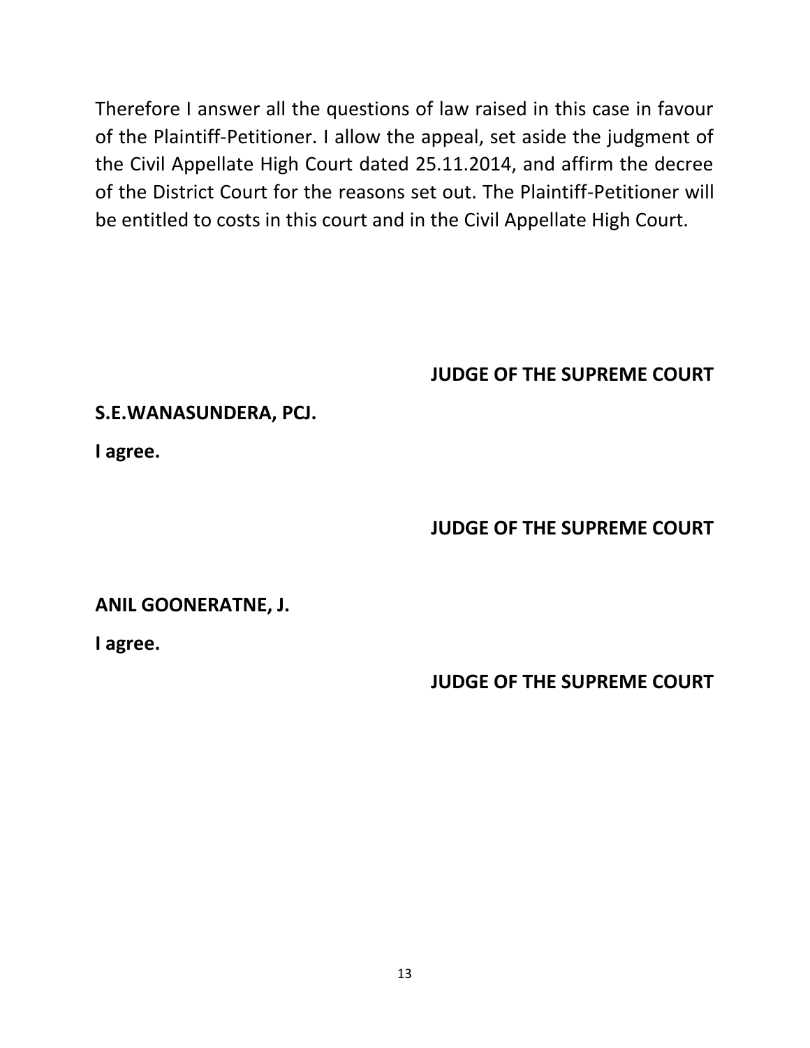Therefore I answer all the questions of law raised in this case in favour of the Plaintiff-Petitioner. I allow the appeal, set aside the judgment of the Civil Appellate High Court dated 25.11.2014, and affirm the decree of the District Court for the reasons set out. The Plaintiff-Petitioner will be entitled to costs in this court and in the Civil Appellate High Court.

**JUDGE OF THE SUPREME COURT**

**S.E.WANASUNDERA, PCJ.**

**I agree.**

**JUDGE OF THE SUPREME COURT**

**ANIL GOONERATNE, J.**

**I agree.**

**JUDGE OF THE SUPREME COURT**